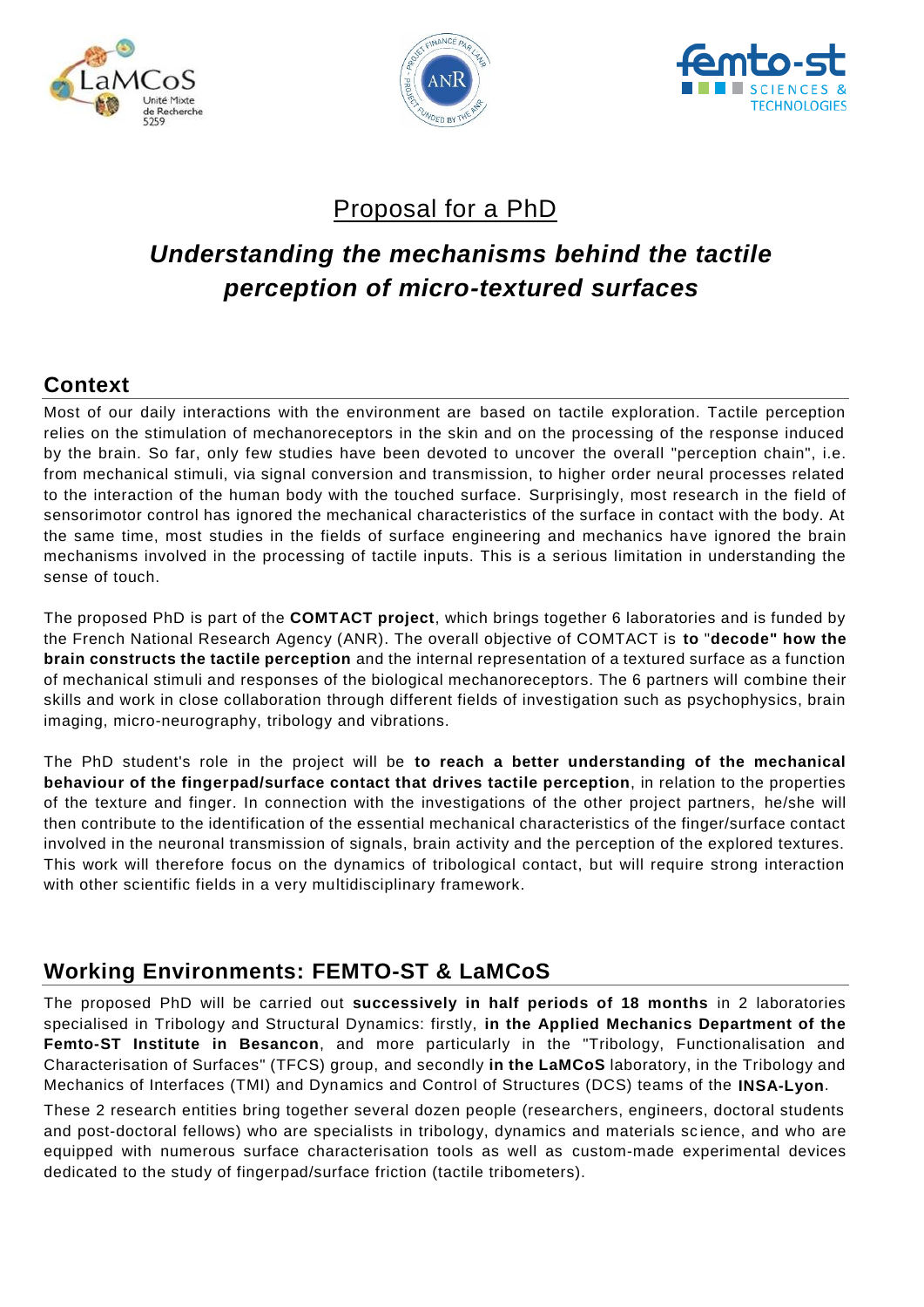# Proposal for a PhD

## *Understanding the mechanisms behind the tactile perception of micro-textured surfaces*

## Context

Most of our daily interactions with the environment are based on tactile exploration. Tactile perception relies on the stimulation of mechanoreceptors in the skin and on the processing of the response induced by the brain. So far, only few studies have been devoted to uncover the overall "perception chain", i.e. from mechanical stimuli, via signal conversion and transmission, to higher order neural processes related to the interaction of the human body with the touched surface. Surprisingly, most research in the field of sensorimotor control has ignored the mechanical characteristics of the surface in contact with the body. At the same time, most studies in the fields of surface engineering and mechanics have ignored the brain mechanisms involved in the processing of tactile inputs. This is a serious limitation in understanding the sense of touch.

The proposed PhD is part of the **COMTACT project**, which brings together 6 laboratories and is funded by the French National Research Agency (ANR). The overall objective of COMTACT is **to "decode" how the brain constructs the tactile perception** and the internal representation of a textured surface as a function of mechanical stimuli and responses of the biological mechanoreceptors. The 6 partners will combine their skills and work in close collaboration through different fields of investigation such as psychophysics, brain imaging, micro-neurography, tribology and vibrations.

The PhD student's role in the project will be **to reach a better understanding of the mechanical behaviour of the fingerpad/surface contact that drives tactile perception**, in relation to the properties of the texture and finger. In connection with the investigations of the other project partners, he/she will then contribute to the identification of the essential mechanical characteristics of the finger/surface contact involved in the neuronal transmission of signals, brain activity and the perception of the explored textures. This work will therefore focus on the dynamics of tribological contact, but will require strong interaction with other scientific fields in a very multidisciplinary framework.

## Working Environments: FEMTO-ST & LaMCoS

The proposed PhD will be carried out **successively in half periods of 18 months** in 2 laboratories specialised in Tribology and Structural Dynamics: firstly, **in the Applied Mechanics Department of the Femto-ST Institute in Besancon**, and more particularly in the "Tribology, Functionalisation and Characterisation of Surfaces" (TFCS) group, and secondly **in the LaMCoS** laboratory, in the Tribology and Mechanics of Interfaces (TMI) and Dynamics and Control of Structures (DCS) teams of the **INSA-Lyon**.

These 2 research entities bring together several dozen people (researchers, engineers, doctoral students and post-doctoral fellows) who are specialists in tribology, dynamics and materials science, and who are equipped with numerous surface characterisation tools as well as custom-made experimental devices dedicated to the study of fingerpad/surface friction (tactile tribometers).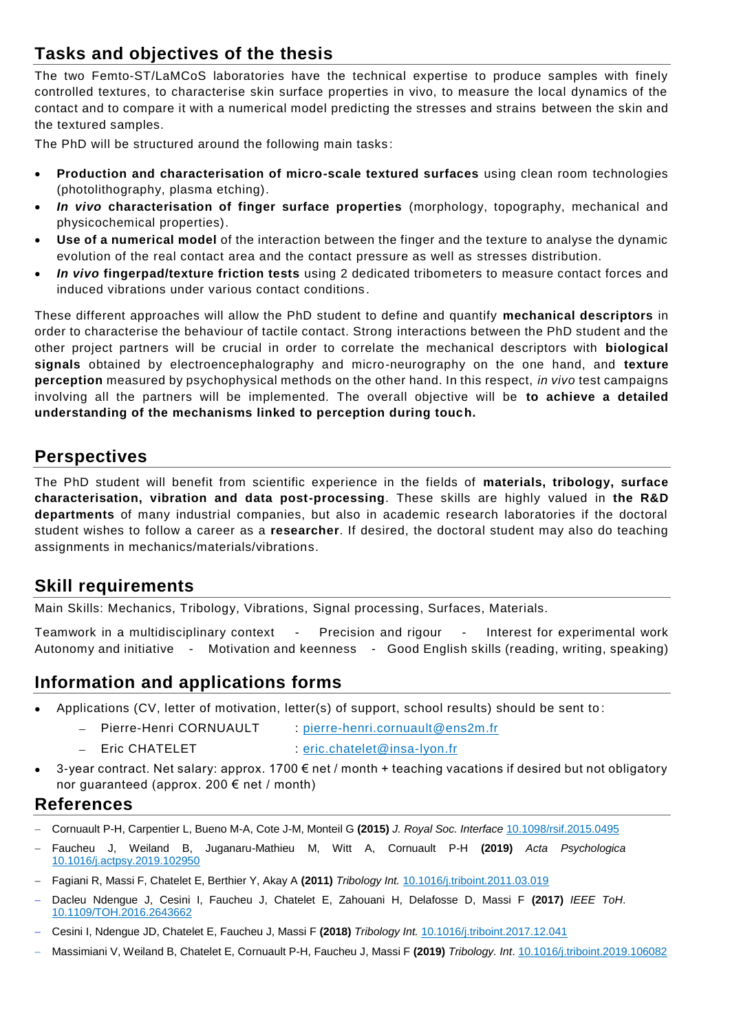## Tasks and objectives of the thesis

The two Femto-ST/LaMCoS laboratories have the technical expertise to produce samples with finely controlled textures, to characterise skin surface properties in vivo, to measure the local dynamics of the contact and to compare it with a numerical model predicting the stresses and strains between the skin and the textured samples.

The PhD will be structured around the following main tasks:

- **Production and characterisation of micro-scale textured surfaces** using clean room technologies (photolithography, plasma etching).
- ***In vivo* characterisation of finger surface properties** (morphology, topography, mechanical and physicochemical properties).
- **Use of a numerical model** of the interaction between the finger and the texture to analyse the dynamic evolution of the real contact area and the contact pressure as well as stresses distribution.
- ***In vivo* fingerpad/texture friction tests** using 2 dedicated tribometers to measure contact forces and induced vibrations under various contact conditions.

These different approaches will allow the PhD student to define and quantify **mechanical descriptors** in order to characterise the behaviour of tactile contact. Strong interactions between the PhD student and the other project partners will be crucial in order to correlate the mechanical descriptors with **biological signals** obtained by electroencephalography and micro-neurography on the one hand, and **texture perception** measured by psychophysical methods on the other hand. In this respect, *in vivo* test campaigns involving all the partners will be implemented. The overall objective will be **to achieve a detailed understanding of the mechanisms linked to perception during touch.**

## Perspectives

The PhD student will benefit from scientific experience in the fields of **materials, tribology, surface characterisation, vibration and data post-processing**. These skills are highly valued in **the R&D departments** of many industrial companies, but also in academic research laboratories if the doctoral student wishes to follow a career as a **researcher**. If desired, the doctoral student may also do teaching assignments in mechanics/materials/vibrations.

## Skill requirements

Main Skills: Mechanics, Tribology, Vibrations, Signal processing, Surfaces, Materials.

Teamwork in a multidisciplinary context - Precision and rigour - Interest for experimental work
Autonomy and initiative - Motivation and keenness - Good English skills (reading, writing, speaking)

## Information and applications forms

- Applications (CV, letter of motivation, letter(s) of support, school results) should be sent to:
  - Pierre-Henri CORNUAULT : pierre-henri.cornuault@ens2m.fr
  - Eric CHATELET : eric.chatelet@insa-lyon.fr
- 3-year contract. Net salary: approx. 1700 € net / month + teaching vacations if desired but not obligatory nor guaranteed (approx. 200 € net / month)

## References

- Cornuault P-H, Carpentier L, Bueno M-A, Cote J-M, Monteil G **(2015)** *J. Royal Soc. Interface* 10.1098/rsif.2015.0495
- Faucheu J, Weiland B, Juganaru-Mathieu M, Witt A, Cornuault P-H **(2019)** *Acta Psychologica* 10.1016/j.actpsy.2019.102950
- Fagiani R, Massi F, Chatelet E, Berthier Y, Akay A **(2011)** *Tribology Int.* 10.1016/j.triboint.2011.03.019
- Dacleu Ndengue J, Cesini I, Faucheu J, Chatelet E, Zahouani H, Delafosse D, Massi F **(2017)** *IEEE ToH.* 10.1109/TOH.2016.2643662
- Cesini I, Ndengue JD, Chatelet E, Faucheu J, Massi F **(2018)** *Tribology Int.* 10.1016/j.triboint.2017.12.041
- Massimiani V, Weiland B, Chatelet E, Cornuault P-H, Faucheu J, Massi F **(2019)** *Tribology. Int*. 10.1016/j.triboint.2019.106082